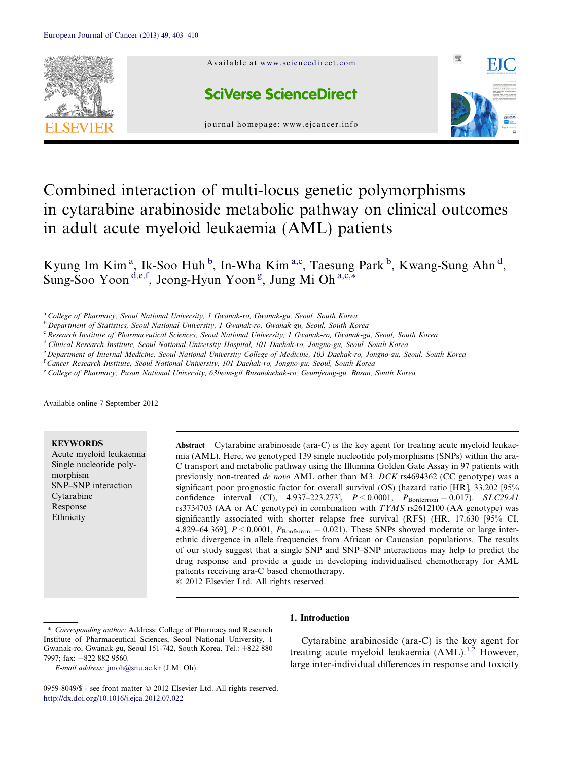# Combined interaction of multi-locus genetic polymorphisms in cytarabine arabinoside metabolic pathway on clinical outcomes in adult acute myeloid leukaemia (AML) patients

Kyung Im Kim [a], Ik-Soo Huh [b], In-Wha Kim [a,c], Taesung Park [b], Kwang-Sung Ahn [d], Sung-Soo Yoon [d,e,f], Jeong-Hyun Yoon [g], Jung Mi Oh [a,c,*]

[a] College of Pharmacy, Seoul National University, 1 Gwanak-ro, Gwanak-gu, Seoul, South Korea
[b] Department of Statistics, Seoul National University, 1 Gwanak-ro, Gwanak-gu, Seoul, South Korea
[c] Research Institute of Pharmaceutical Sciences, Seoul National University, 1 Gwanak-ro, Gwanak-gu, Seoul, South Korea
[d] Clinical Research Institute, Seoul National University Hospital, 101 Daehak-ro, Jongno-gu, Seoul, South Korea
[e] Department of Internal Medicine, Seoul National University College of Medicine, 103 Daehak-ro, Jongno-gu, Seoul, South Korea
[f] Cancer Research Institute, Seoul National University, 101 Daehak-ro, Jongno-gu, Seoul, South Korea
[g] College of Pharmacy, Pusan National University, 63beon-gil Busandaehak-ro, Geumjeong-gu, Busan, South Korea

Available online 7 September 2012

**KEYWORDS**
Acute myeloid leukaemia
Single nucleotide polymorphism
SNP–SNP interaction
Cytarabine
Response
Ethnicity

**Abstract** Cytarabine arabinoside (ara-C) is the key agent for treating acute myeloid leukaemia (AML). Here, we genotyped 139 single nucleotide polymorphisms (SNPs) within the ara-C transport and metabolic pathway using the Illumina Golden Gate Assay in 97 patients with previously non-treated *de novo* AML other than M3. *DCK* rs4694362 (CC genotype) was a significant poor prognostic factor for overall survival (OS) (hazard ratio [HR], 33.202 [95% confidence interval (CI), 4.937–223.273], $P < 0.0001$, $P_{\text{Bonferroni}} = 0.017$). *SLC29A1* rs3734703 (AA or AC genotype) in combination with *TYMS* rs2612100 (AA genotype) was significantly associated with shorter relapse free survival (RFS) (HR, 17.630 [95% CI, 4.829–64.369], $P < 0.0001$, $P_{\text{Bonferroni}} = 0.021$). These SNPs showed moderate or large inter-ethnic divergence in allele frequencies from African or Caucasian populations. The results of our study suggest that a single SNP and SNP–SNP interactions may help to predict the drug response and provide a guide in developing individualised chemotherapy for AML patients receiving ara-C based chemotherapy.
© 2012 Elsevier Ltd. All rights reserved.

## 1. Introduction

Cytarabine arabinoside (ara-C) is the key agent for treating acute myeloid leukaemia (AML).[1,2] However, large inter-individual differences in response and toxicity

\* Corresponding author: Address: College of Pharmacy and Research Institute of Pharmaceutical Sciences, Seoul National University, 1 Gwanak-ro, Gwanak-gu, Seoul 151-742, South Korea. Tel.: +822 880 7997; fax: +822 882 9560.
*E-mail address:* jmoh@snu.ac.kr (J.M. Oh).

0959-8049/$ - see front matter © 2012 Elsevier Ltd. All rights reserved.
http://dx.doi.org/10.1016/j.ejca.2012.07.022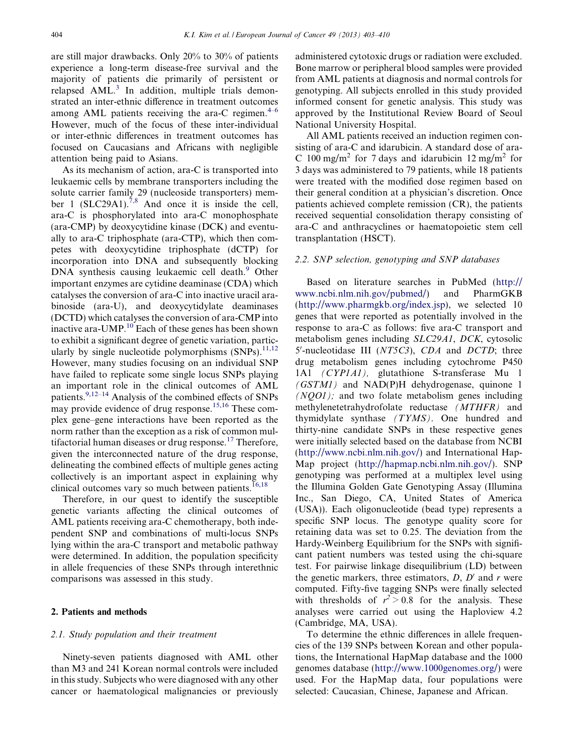are still major drawbacks. Only 20% to 30% of patients experience a long-term disease-free survival and the majority of patients die primarily of persistent or relapsed AML.[3] In addition, multiple trials demonstrated an inter-ethnic difference in treatment outcomes among AML patients receiving the ara-C regimen.[4–6] However, much of the focus of these inter-individual or inter-ethnic differences in treatment outcomes has focused on Caucasians and Africans with negligible attention being paid to Asians.

As its mechanism of action, ara-C is transported into leukaemic cells by membrane transporters including the solute carrier family 29 (nucleoside transporters) member 1 (SLC29A1).[7,8] And once it is inside the cell, ara-C is phosphorylated into ara-C monophosphate (ara-CMP) by deoxycytidine kinase (DCK) and eventually to ara-C triphosphate (ara-CTP), which then competes with deoxycytidine triphosphate (dCTP) for incorporation into DNA and subsequently blocking DNA synthesis causing leukaemic cell death.[9] Other important enzymes are cytidine deaminase (CDA) which catalyses the conversion of ara-C into inactive uracil arabinoside (ara-U), and deoxycytidylate deaminases (DCTD) which catalyses the conversion of ara-CMP into inactive ara-UMP.[10] Each of these genes has been shown to exhibit a significant degree of genetic variation, particularly by single nucleotide polymorphisms (SNPs).[11,12] However, many studies focusing on an individual SNP have failed to replicate some single locus SNPs playing an important role in the clinical outcomes of AML patients.[9,12–14] Analysis of the combined effects of SNPs may provide evidence of drug response.[15,16] These complex gene–gene interactions have been reported as the norm rather than the exception as a risk of common multifactorial human diseases or drug response.[17] Therefore, given the interconnected nature of the drug response, delineating the combined effects of multiple genes acting collectively is an important aspect in explaining why clinical outcomes vary so much between patients.[16,18]

Therefore, in our quest to identify the susceptible genetic variants affecting the clinical outcomes of AML patients receiving ara-C chemotherapy, both independent SNP and combinations of multi-locus SNPs lying within the ara-C transport and metabolic pathway were determined. In addition, the population specificity in allele frequencies of these SNPs through interethnic comparisons was assessed in this study.

## 2. Patients and methods

### 2.1. Study population and their treatment

Ninety-seven patients diagnosed with AML other than M3 and 241 Korean normal controls were included in this study. Subjects who were diagnosed with any other cancer or haematological malignancies or previously administered cytotoxic drugs or radiation were excluded. Bone marrow or peripheral blood samples were provided from AML patients at diagnosis and normal controls for genotyping. All subjects enrolled in this study provided informed consent for genetic analysis. This study was approved by the Institutional Review Board of Seoul National University Hospital.

All AML patients received an induction regimen consisting of ara-C and idarubicin. A standard dose of ara-C 100 mg/m$^2$ for 7 days and idarubicin 12 mg/m$^2$ for 3 days was administered to 79 patients, while 18 patients were treated with the modified dose regimen based on their general condition at a physician's discretion. Once patients achieved complete remission (CR), the patients received sequential consolidation therapy consisting of ara-C and anthracyclines or haematopoietic stem cell transplantation (HSCT).

### 2.2. SNP selection, genotyping and SNP databases

Based on literature searches in PubMed (http://www.ncbi.nlm.nih.gov/pubmed/) and PharmGKB (http://www.pharmgkb.org/index.jsp), we selected 10 genes that were reported as potentially involved in the response to ara-C as follows: five ara-C transport and metabolism genes including *SLC29A1*, *DCK*, cytosolic 5′-nucleotidase III (*NT5C3*), *CDA* and *DCTD*; three drug metabolism genes including cytochrome P450 1A1 *(CYP1A1),* glutathione S-transferase Mu 1 *(GSTM1)* and NAD(P)H dehydrogenase, quinone 1 *(NQO1);* and two folate metabolism genes including methylenetetrahydrofolate reductase *(MTHFR)* and thymidylate synthase *(TYMS)*. One hundred and thirty-nine candidate SNPs in these respective genes were initially selected based on the database from NCBI (http://www.ncbi.nlm.nih.gov/) and International HapMap project (http://hapmap.ncbi.nlm.nih.gov/). SNP genotyping was performed at a multiplex level using the Illumina Golden Gate Genotyping Assay (Illumina Inc., San Diego, CA, United States of America (USA)). Each oligonucleotide (bead type) represents a specific SNP locus. The genotype quality score for retaining data was set to 0.25. The deviation from the Hardy-Weinberg Equilibrium for the SNPs with significant patient numbers was tested using the chi-square test. For pairwise linkage disequilibrium (LD) between the genetic markers, three estimators, $D$, $D'$ and $r$ were computed. Fifty-five tagging SNPs were finally selected with thresholds of $r^2 > 0.8$ for the analysis. These analyses were carried out using the Haploview 4.2 (Cambridge, MA, USA).

To determine the ethnic differences in allele frequencies of the 139 SNPs between Korean and other populations, the International HapMap database and the 1000 genomes database (http://www.1000genomes.org/) were used. For the HapMap data, four populations were selected: Caucasian, Chinese, Japanese and African.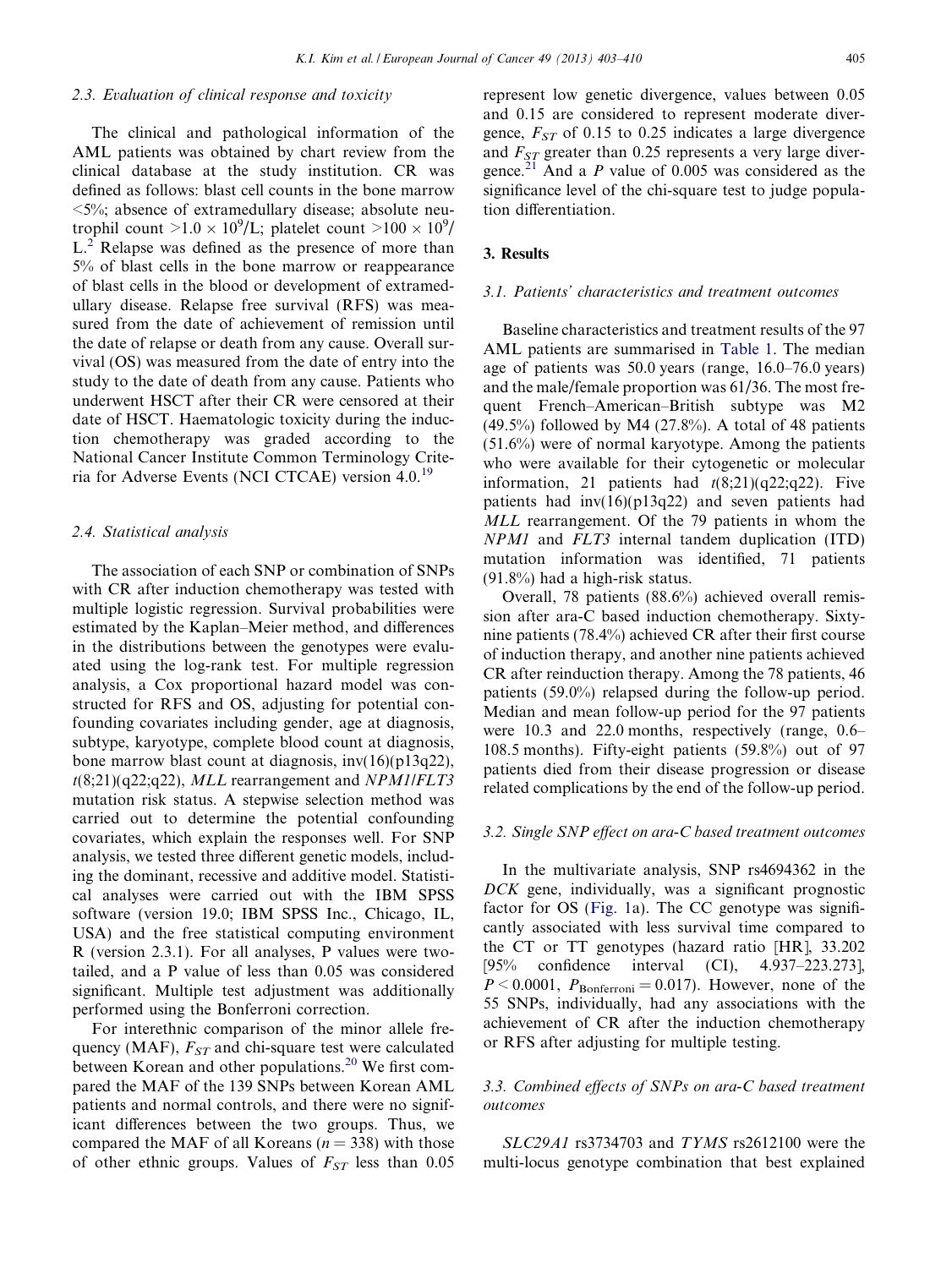### 2.3. Evaluation of clinical response and toxicity

The clinical and pathological information of the AML patients was obtained by chart review from the clinical database at the study institution. CR was defined as follows: blast cell counts in the bone marrow <5%; absence of extramedullary disease; absolute neutrophil count $>1.0 \times 10^9$/L; platelet count $>100 \times 10^9$/L.[2] Relapse was defined as the presence of more than 5% of blast cells in the bone marrow or reappearance of blast cells in the blood or development of extramedullary disease. Relapse free survival (RFS) was measured from the date of achievement of remission until the date of relapse or death from any cause. Overall survival (OS) was measured from the date of entry into the study to the date of death from any cause. Patients who underwent HSCT after their CR were censored at their date of HSCT. Haematologic toxicity during the induction chemotherapy was graded according to the National Cancer Institute Common Terminology Criteria for Adverse Events (NCI CTCAE) version 4.0.[19]

### 2.4. Statistical analysis

The association of each SNP or combination of SNPs with CR after induction chemotherapy was tested with multiple logistic regression. Survival probabilities were estimated by the Kaplan–Meier method, and differences in the distributions between the genotypes were evaluated using the log-rank test. For multiple regression analysis, a Cox proportional hazard model was constructed for RFS and OS, adjusting for potential confounding covariates including gender, age at diagnosis, subtype, karyotype, complete blood count at diagnosis, bone marrow blast count at diagnosis, inv(16)(p13q22), *t*(8;21)(q22;q22), *MLL* rearrangement and *NPM1*/*FLT3* mutation risk status. A stepwise selection method was carried out to determine the potential confounding covariates, which explain the responses well. For SNP analysis, we tested three different genetic models, including the dominant, recessive and additive model. Statistical analyses were carried out with the IBM SPSS software (version 19.0; IBM SPSS Inc., Chicago, IL, USA) and the free statistical computing environment R (version 2.3.1). For all analyses, P values were two-tailed, and a P value of less than 0.05 was considered significant. Multiple test adjustment was additionally performed using the Bonferroni correction.

For interethnic comparison of the minor allele frequency (MAF), $F_{ST}$ and chi-square test were calculated between Korean and other populations.[20] We first compared the MAF of the 139 SNPs between Korean AML patients and normal controls, and there were no significant differences between the two groups. Thus, we compared the MAF of all Koreans ($n = 338$) with those of other ethnic groups. Values of $F_{ST}$ less than 0.05 represent low genetic divergence, values between 0.05 and 0.15 are considered to represent moderate divergence, $F_{ST}$ of 0.15 to 0.25 indicates a large divergence and $F_{ST}$ greater than 0.25 represents a very large divergence.[21] And a *P* value of 0.005 was considered as the significance level of the chi-square test to judge population differentiation.

## 3. Results

### 3.1. Patients' characteristics and treatment outcomes

Baseline characteristics and treatment results of the 97 AML patients are summarised in Table 1. The median age of patients was 50.0 years (range, 16.0–76.0 years) and the male/female proportion was 61/36. The most frequent French–American–British subtype was M2 (49.5%) followed by M4 (27.8%). A total of 48 patients (51.6%) were of normal karyotype. Among the patients who were available for their cytogenetic or molecular information, 21 patients had *t*(8;21)(q22;q22). Five patients had inv(16)(p13q22) and seven patients had *MLL* rearrangement. Of the 79 patients in whom the *NPM1* and *FLT3* internal tandem duplication (ITD) mutation information was identified, 71 patients (91.8%) had a high-risk status.

Overall, 78 patients (88.6%) achieved overall remission after ara-C based induction chemotherapy. Sixty-nine patients (78.4%) achieved CR after their first course of induction therapy, and another nine patients achieved CR after reinduction therapy. Among the 78 patients, 46 patients (59.0%) relapsed during the follow-up period. Median and mean follow-up period for the 97 patients were 10.3 and 22.0 months, respectively (range, 0.6–108.5 months). Fifty-eight patients (59.8%) out of 97 patients died from their disease progression or disease related complications by the end of the follow-up period.

### 3.2. Single SNP effect on ara-C based treatment outcomes

In the multivariate analysis, SNP rs4694362 in the *DCK* gene, individually, was a significant prognostic factor for OS (Fig. 1a). The CC genotype was significantly associated with less survival time compared to the CT or TT genotypes (hazard ratio [HR], 33.202 [95% confidence interval (CI), 4.937–223.273], $P < 0.0001$, $P_{\text{Bonferroni}} = 0.017$). However, none of the 55 SNPs, individually, had any associations with the achievement of CR after the induction chemotherapy or RFS after adjusting for multiple testing.

### 3.3. Combined effects of SNPs on ara-C based treatment outcomes

*SLC29A1* rs3734703 and *TYMS* rs2612100 were the multi-locus genotype combination that best explained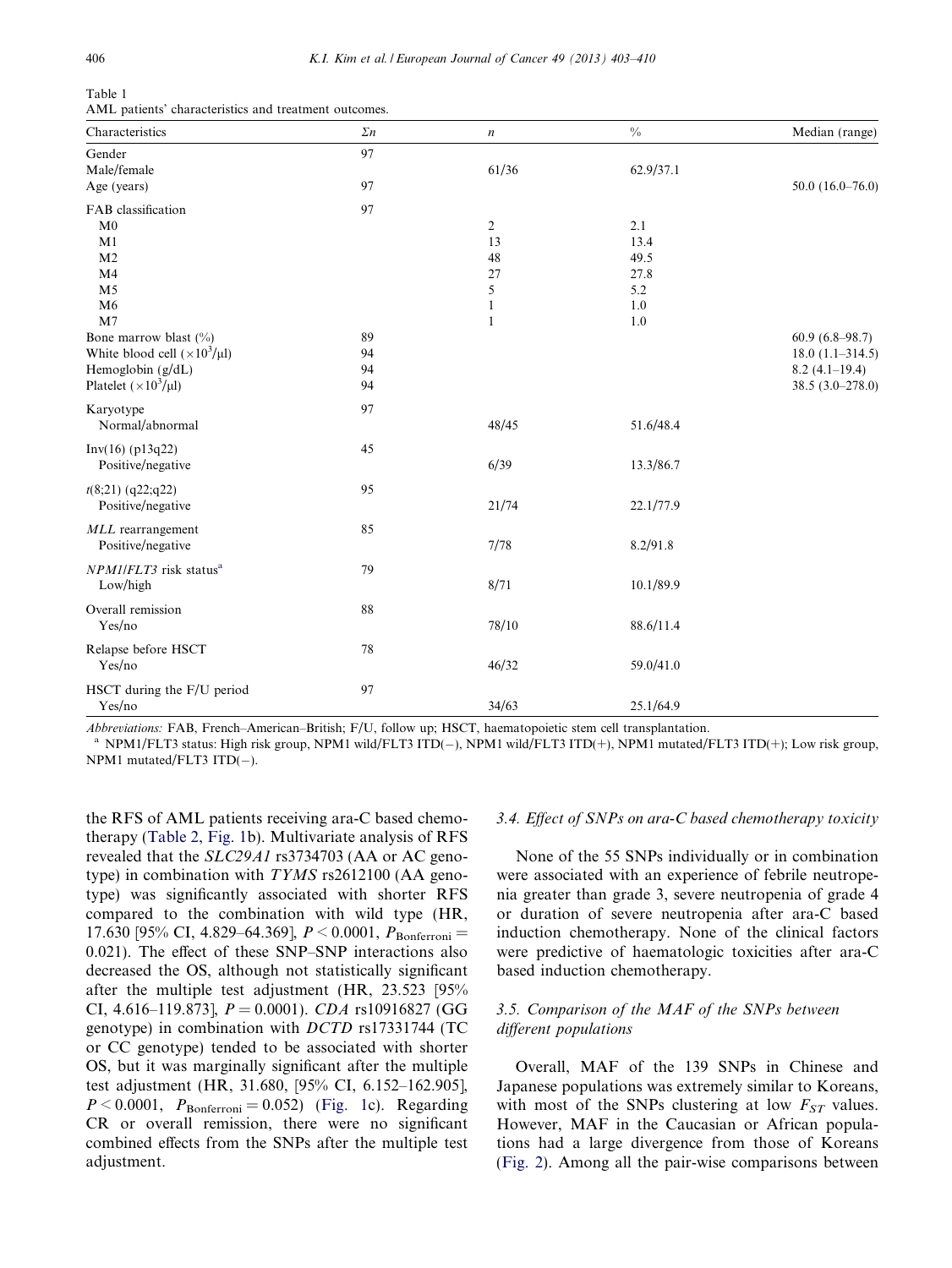Table 1
AML patients' characteristics and treatment outcomes.

| Characteristics | Σn | n | % | Median (range) |
|---|---|---|---|---|
| Gender | 97 | | | |
| Male/female | | 61/36 | 62.9/37.1 | |
| Age (years) | 97 | | | 50.0 (16.0–76.0) |
| FAB classification | 97 | | | |
| M0 | | 2 | 2.1 | |
| M1 | | 13 | 13.4 | |
| M2 | | 48 | 49.5 | |
| M4 | | 27 | 27.8 | |
| M5 | | 5 | 5.2 | |
| M6 | | 1 | 1.0 | |
| M7 | | 1 | 1.0 | |
| Bone marrow blast (%) | 89 | | | 60.9 (6.8–98.7) |
| White blood cell ($\times 10^3/\mu l$) | 94 | | | 18.0 (1.1–314.5) |
| Hemoglobin (g/dL) | 94 | | | 8.2 (4.1–19.4) |
| Platelet ($\times 10^3/\mu l$) | 94 | | | 38.5 (3.0–278.0) |
| Karyotype | 97 | | | |
| Normal/abnormal | | 48/45 | 51.6/48.4 | |
| Inv(16) (p13q22) | 45 | | | |
| Positive/negative | | 6/39 | 13.3/86.7 | |
| *t*(8;21) (q22;q22) | 95 | | | |
| Positive/negative | | 21/74 | 22.1/77.9 | |
| *MLL* rearrangement | 85 | | | |
| Positive/negative | | 7/78 | 8.2/91.8 | |
| *NPM1/FLT3* risk status[a] | 79 | | | |
| Low/high | | 8/71 | 10.1/89.9 | |
| Overall remission | 88 | | | |
| Yes/no | | 78/10 | 88.6/11.4 | |
| Relapse before HSCT | 78 | | | |
| Yes/no | | 46/32 | 59.0/41.0 | |
| HSCT during the F/U period | 97 | | | |
| Yes/no | | 34/63 | 25.1/64.9 | |

*Abbreviations:* FAB, French–American–British; F/U, follow up; HSCT, haematopoietic stem cell transplantation.
[a] NPM1/FLT3 status: High risk group, NPM1 wild/FLT3 ITD(−), NPM1 wild/FLT3 ITD(+), NPM1 mutated/FLT3 ITD(+); Low risk group, NPM1 mutated/FLT3 ITD(−).

the RFS of AML patients receiving ara-C based chemotherapy (Table 2, Fig. 1b). Multivariate analysis of RFS revealed that the *SLC29A1* rs3734703 (AA or AC genotype) in combination with *TYMS* rs2612100 (AA genotype) was significantly associated with shorter RFS compared to the combination with wild type (HR, 17.630 [95% CI, 4.829–64.369], $P < 0.0001$, $P_{\text{Bonferroni}} = 0.021$). The effect of these SNP–SNP interactions also decreased the OS, although not statistically significant after the multiple test adjustment (HR, 23.523 [95% CI, 4.616–119.873], $P = 0.0001$). *CDA* rs10916827 (GG genotype) in combination with *DCTD* rs17331744 (TC or CC genotype) tended to be associated with shorter OS, but it was marginally significant after the multiple test adjustment (HR, 31.680, [95% CI, 6.152–162.905], $P < 0.0001$, $P_{\text{Bonferroni}} = 0.052$) (Fig. 1c). Regarding CR or overall remission, there were no significant combined effects from the SNPs after the multiple test adjustment.

### 3.4. Effect of SNPs on ara-C based chemotherapy toxicity

None of the 55 SNPs individually or in combination were associated with an experience of febrile neutropenia greater than grade 3, severe neutropenia of grade 4 or duration of severe neutropenia after ara-C based induction chemotherapy. None of the clinical factors were predictive of haematologic toxicities after ara-C based induction chemotherapy.

### 3.5. Comparison of the MAF of the SNPs between different populations

Overall, MAF of the 139 SNPs in Chinese and Japanese populations was extremely similar to Koreans, with most of the SNPs clustering at low $F_{ST}$ values. However, MAF in the Caucasian or African populations had a large divergence from those of Koreans (Fig. 2). Among all the pair-wise comparisons between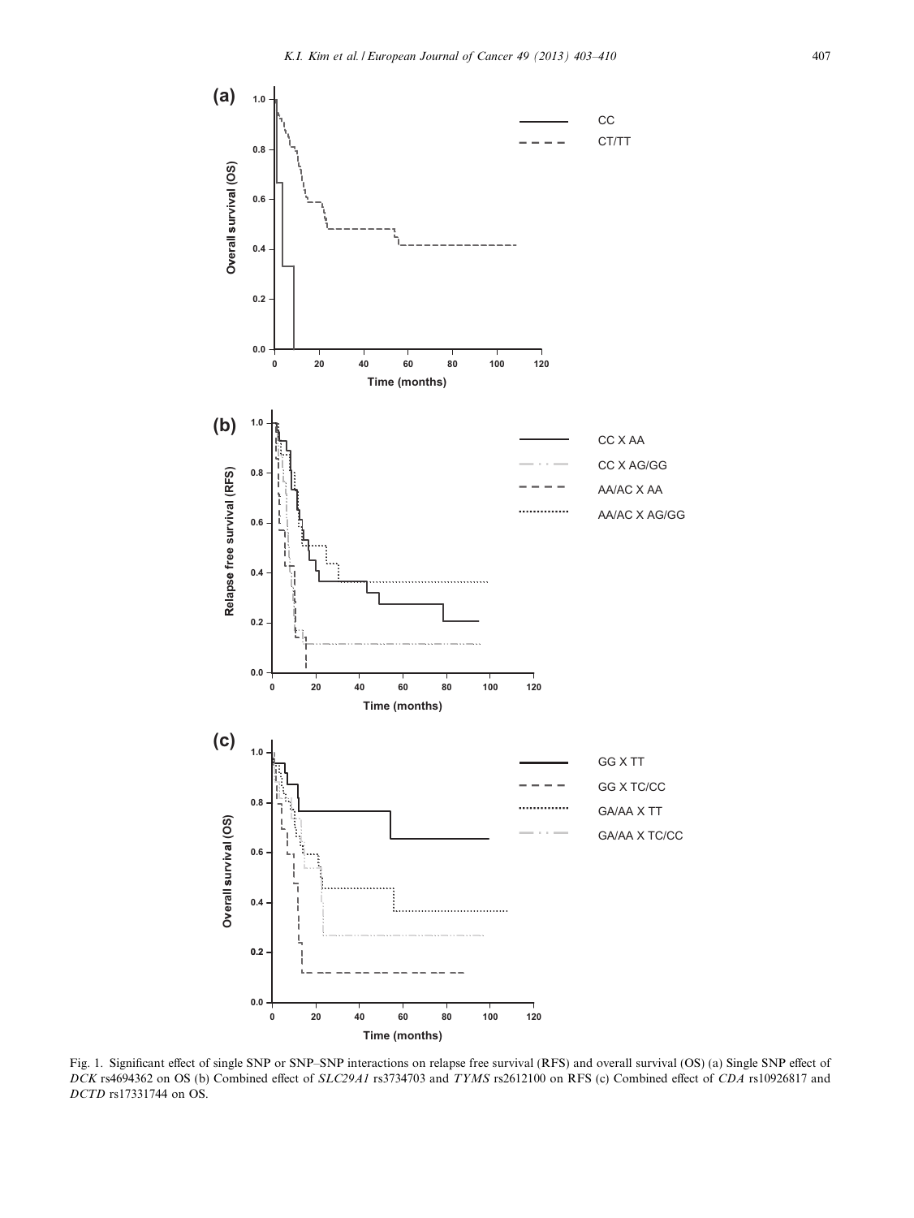Fig. 1. Significant effect of single SNP or SNP–SNP interactions on relapse free survival (RFS) and overall survival (OS) (a) Single SNP effect of *DCK* rs4694362 on OS (b) Combined effect of *SLC29A1* rs3734703 and *TYMS* rs2612100 on RFS (c) Combined effect of *CDA* rs10926817 and *DCTD* rs17331744 on OS.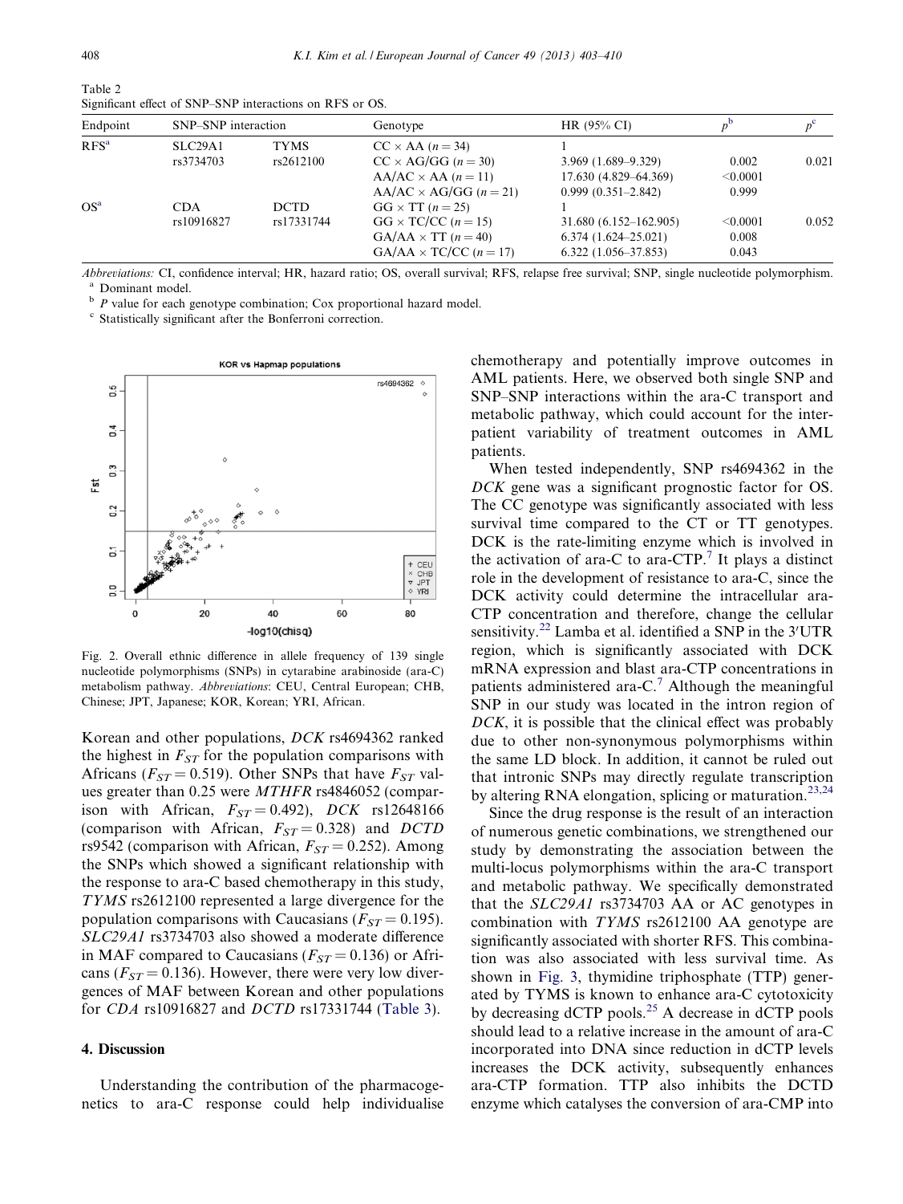Table 2
Significant effect of SNP–SNP interactions on RFS or OS.

| Endpoint | SNP–SNP interaction | | Genotype | HR (95% CI) | $p$[b] | $p$[c] |
|---|---|---|---|---|---|---|
| RFS[a] | SLC29A1 rs3734703 | TYMS rs2612100 | CC × AA ($n = 34$) | 1 | | |
| | | | CC × AG/GG ($n = 30$) | 3.969 (1.689–9.329) | 0.002 | 0.021 |
| | | | AA/AC × AA ($n = 11$) | 17.630 (4.829–64.369) | <0.0001 | |
| | | | AA/AC × AG/GG ($n = 21$) | 0.999 (0.351–2.842) | 0.999 | |
| OS[a] | CDA rs10916827 | DCTD rs17331744 | GG × TT ($n = 25$) | 1 | | |
| | | | GG × TC/CC ($n = 15$) | 31.680 (6.152–162.905) | <0.0001 | 0.052 |
| | | | GA/AA × TT ($n = 40$) | 6.374 (1.624–25.021) | 0.008 | |
| | | | GA/AA × TC/CC ($n = 17$) | 6.322 (1.056–37.853) | 0.043 | |

*Abbreviations:* CI, confidence interval; HR, hazard ratio; OS, overall survival; RFS, relapse free survival; SNP, single nucleotide polymorphism.
[a] Dominant model.
[b] *P* value for each genotype combination; Cox proportional hazard model.
[c] Statistically significant after the Bonferroni correction.

Fig. 2. Overall ethnic difference in allele frequency of 139 single nucleotide polymorphisms (SNPs) in cytarabine arabinoside (ara-C) metabolism pathway. *Abbreviations*: CEU, Central European; CHB, Chinese; JPT, Japanese; KOR, Korean; YRI, African.

Korean and other populations, *DCK* rs4694362 ranked the highest in $F_{ST}$ for the population comparisons with Africans ($F_{ST} = 0.519$). Other SNPs that have $F_{ST}$ values greater than 0.25 were *MTHFR* rs4846052 (comparison with African, $F_{ST} = 0.492$), *DCK* rs12648166 (comparison with African, $F_{ST} = 0.328$) and *DCTD* rs9542 (comparison with African, $F_{ST} = 0.252$). Among the SNPs which showed a significant relationship with the response to ara-C based chemotherapy in this study, *TYMS* rs2612100 represented a large divergence for the population comparisons with Caucasians ($F_{ST} = 0.195$). *SLC29A1* rs3734703 also showed a moderate difference in MAF compared to Caucasians ($F_{ST} = 0.136$) or Africans ($F_{ST} = 0.136$). However, there were very low divergences of MAF between Korean and other populations for *CDA* rs10916827 and *DCTD* rs17331744 (Table 3).

## 4. Discussion

Understanding the contribution of the pharmacogenetics to ara-C response could help individualise chemotherapy and potentially improve outcomes in AML patients. Here, we observed both single SNP and SNP–SNP interactions within the ara-C transport and metabolic pathway, which could account for the inter-patient variability of treatment outcomes in AML patients.

When tested independently, SNP rs4694362 in the *DCK* gene was a significant prognostic factor for OS. The CC genotype was significantly associated with less survival time compared to the CT or TT genotypes. DCK is the rate-limiting enzyme which is involved in the activation of ara-C to ara-CTP.[7] It plays a distinct role in the development of resistance to ara-C, since the DCK activity could determine the intracellular ara-CTP concentration and therefore, change the cellular sensitivity.[22] Lamba et al. identified a SNP in the 3′UTR region, which is significantly associated with DCK mRNA expression and blast ara-CTP concentrations in patients administered ara-C.[7] Although the meaningful SNP in our study was located in the intron region of *DCK*, it is possible that the clinical effect was probably due to other non-synonymous polymorphisms within the same LD block. In addition, it cannot be ruled out that intronic SNPs may directly regulate transcription by altering RNA elongation, splicing or maturation.[23,24]

Since the drug response is the result of an interaction of numerous genetic combinations, we strengthened our study by demonstrating the association between the multi-locus polymorphisms within the ara-C transport and metabolic pathway. We specifically demonstrated that the *SLC29A1* rs3734703 AA or AC genotypes in combination with *TYMS* rs2612100 AA genotype are significantly associated with shorter RFS. This combination was also associated with less survival time. As shown in Fig. 3, thymidine triphosphate (TTP) generated by TYMS is known to enhance ara-C cytotoxicity by decreasing dCTP pools.[25] A decrease in dCTP pools should lead to a relative increase in the amount of ara-C incorporated into DNA since reduction in dCTP levels increases the DCK activity, subsequently enhances ara-CTP formation. TTP also inhibits the DCTD enzyme which catalyses the conversion of ara-CMP into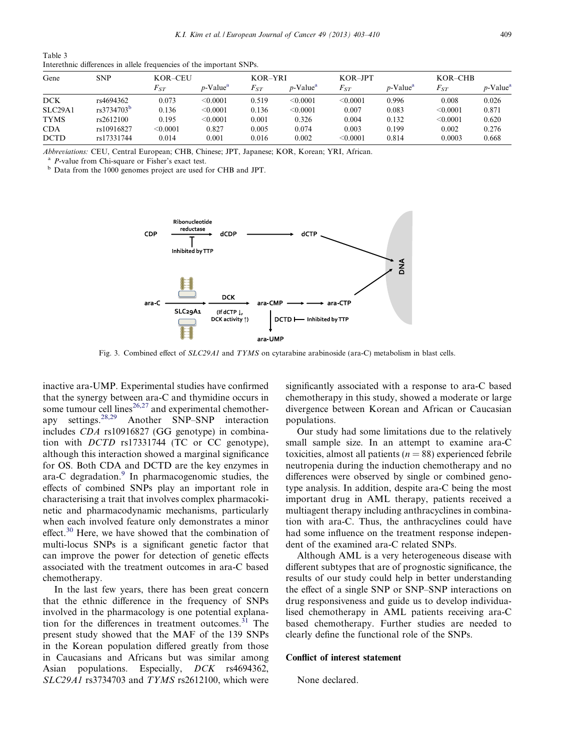Table 3
Interethnic differences in allele frequencies of the important SNPs.

| Gene | SNP | KOR–CEU | | KOR–YRI | | KOR–JPT | | KOR–CHB | |
|---|---|---|---|---|---|---|---|---|---|
| | | $F_{ST}$ | $p$-Value[a] | $F_{ST}$ | $p$-Value[a] | $F_{ST}$ | $p$-Value[a] | $F_{ST}$ | $p$-Value[a] |
| DCK | rs4694362 | 0.073 | <0.0001 | 0.519 | <0.0001 | <0.0001 | 0.996 | 0.008 | 0.026 |
| SLC29A1 | rs3734703[b] | 0.136 | <0.0001 | 0.136 | <0.0001 | 0.007 | 0.083 | <0.0001 | 0.871 |
| TYMS | rs2612100 | 0.195 | <0.0001 | 0.001 | 0.326 | 0.004 | 0.132 | <0.0001 | 0.620 |
| CDA | rs10916827 | <0.0001 | 0.827 | 0.005 | 0.074 | 0.003 | 0.199 | 0.002 | 0.276 |
| DCTD | rs17331744 | 0.014 | 0.001 | 0.016 | 0.002 | <0.0001 | 0.814 | 0.0003 | 0.668 |

*Abbreviations:* CEU, Central European; CHB, Chinese; JPT, Japanese; KOR, Korean; YRI, African.
[a] $P$-value from Chi-square or Fisher's exact test.
[b] Data from the 1000 genomes project are used for CHB and JPT.

Fig. 3. Combined effect of *SLC29A1* and *TYMS* on cytarabine arabinoside (ara-C) metabolism in blast cells.

inactive ara-UMP. Experimental studies have confirmed that the synergy between ara-C and thymidine occurs in some tumour cell lines[26,27] and experimental chemotherapy settings.[28,29] Another SNP–SNP interaction includes *CDA* rs10916827 (GG genotype) in combination with *DCTD* rs17331744 (TC or CC genotype), although this interaction showed a marginal significance for OS. Both CDA and DCTD are the key enzymes in ara-C degradation.[9] In pharmacogenomic studies, the effects of combined SNPs play an important role in characterising a trait that involves complex pharmacokinetic and pharmacodynamic mechanisms, particularly when each involved feature only demonstrates a minor effect.[30] Here, we have showed that the combination of multi-locus SNPs is a significant genetic factor that can improve the power for detection of genetic effects associated with the treatment outcomes in ara-C based chemotherapy.

In the last few years, there has been great concern that the ethnic difference in the frequency of SNPs involved in the pharmacology is one potential explanation for the differences in treatment outcomes.[31] The present study showed that the MAF of the 139 SNPs in the Korean population differed greatly from those in Caucasians and Africans but was similar among Asian populations. Especially, *DCK* rs4694362, *SLC29A1* rs3734703 and *TYMS* rs2612100, which were significantly associated with a response to ara-C based chemotherapy in this study, showed a moderate or large divergence between Korean and African or Caucasian populations.

Our study had some limitations due to the relatively small sample size. In an attempt to examine ara-C toxicities, almost all patients ($n = 88$) experienced febrile neutropenia during the induction chemotherapy and no differences were observed by single or combined genotype analysis. In addition, despite ara-C being the most important drug in AML therapy, patients received a multiagent therapy including anthracyclines in combination with ara-C. Thus, the anthracyclines could have had some influence on the treatment response independent of the examined ara-C related SNPs.

Although AML is a very heterogeneous disease with different subtypes that are of prognostic significance, the results of our study could help in better understanding the effect of a single SNP or SNP–SNP interactions on drug responsiveness and guide us to develop individualised chemotherapy in AML patients receiving ara-C based chemotherapy. Further studies are needed to clearly define the functional role of the SNPs.

## Conflict of interest statement

None declared.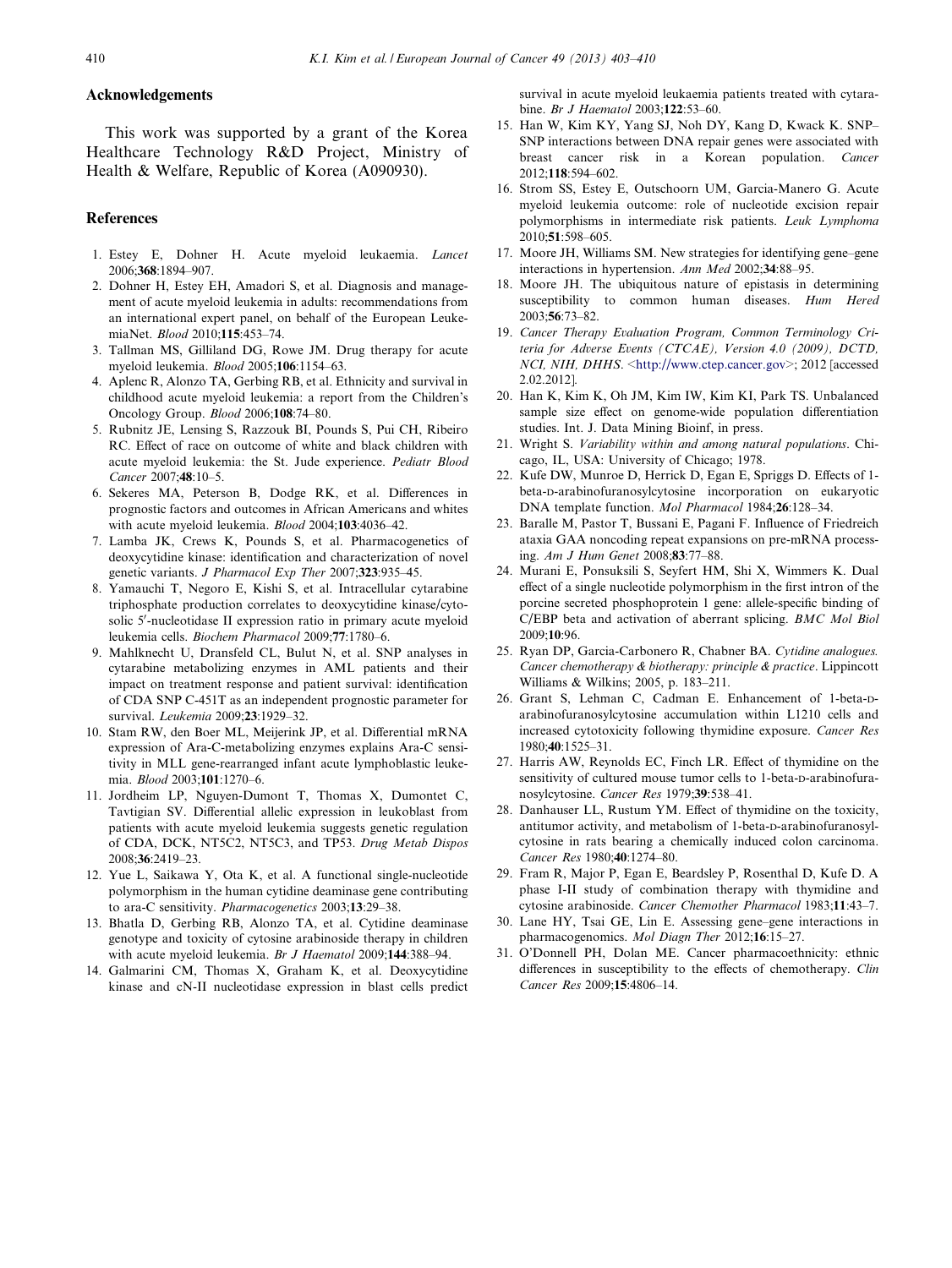## Acknowledgements

This work was supported by a grant of the Korea Healthcare Technology R&D Project, Ministry of Health & Welfare, Republic of Korea (A090930).

## References

1. Estey E, Dohner H. Acute myeloid leukaemia. *Lancet* 2006;**368**:1894–907.
2. Dohner H, Estey EH, Amadori S, et al. Diagnosis and management of acute myeloid leukemia in adults: recommendations from an international expert panel, on behalf of the European LeukemiaNet. *Blood* 2010;**115**:453–74.
3. Tallman MS, Gilliland DG, Rowe JM. Drug therapy for acute myeloid leukemia. *Blood* 2005;**106**:1154–63.
4. Aplenc R, Alonzo TA, Gerbing RB, et al. Ethnicity and survival in childhood acute myeloid leukemia: a report from the Children's Oncology Group. *Blood* 2006;**108**:74–80.
5. Rubnitz JE, Lensing S, Razzouk BI, Pounds S, Pui CH, Ribeiro RC. Effect of race on outcome of white and black children with acute myeloid leukemia: the St. Jude experience. *Pediatr Blood Cancer* 2007;**48**:10–5.
6. Sekeres MA, Peterson B, Dodge RK, et al. Differences in prognostic factors and outcomes in African Americans and whites with acute myeloid leukemia. *Blood* 2004;**103**:4036–42.
7. Lamba JK, Crews K, Pounds S, et al. Pharmacogenetics of deoxycytidine kinase: identification and characterization of novel genetic variants. *J Pharmacol Exp Ther* 2007;**323**:935–45.
8. Yamauchi T, Negoro E, Kishi S, et al. Intracellular cytarabine triphosphate production correlates to deoxycytidine kinase/cytosolic 5′-nucleotidase II expression ratio in primary acute myeloid leukemia cells. *Biochem Pharmacol* 2009;**77**:1780–6.
9. Mahlknecht U, Dransfeld CL, Bulut N, et al. SNP analyses in cytarabine metabolizing enzymes in AML patients and their impact on treatment response and patient survival: identification of CDA SNP C-451T as an independent prognostic parameter for survival. *Leukemia* 2009;**23**:1929–32.
10. Stam RW, den Boer ML, Meijerink JP, et al. Differential mRNA expression of Ara-C-metabolizing enzymes explains Ara-C sensitivity in MLL gene-rearranged infant acute lymphoblastic leukemia. *Blood* 2003;**101**:1270–6.
11. Jordheim LP, Nguyen-Dumont T, Thomas X, Dumontet C, Tavtigian SV. Differential allelic expression in leukoblast from patients with acute myeloid leukemia suggests genetic regulation of CDA, DCK, NT5C2, NT5C3, and TP53. *Drug Metab Dispos* 2008;**36**:2419–23.
12. Yue L, Saikawa Y, Ota K, et al. A functional single-nucleotide polymorphism in the human cytidine deaminase gene contributing to ara-C sensitivity. *Pharmacogenetics* 2003;**13**:29–38.
13. Bhatla D, Gerbing RB, Alonzo TA, et al. Cytidine deaminase genotype and toxicity of cytosine arabinoside therapy in children with acute myeloid leukemia. *Br J Haematol* 2009;**144**:388–94.
14. Galmarini CM, Thomas X, Graham K, et al. Deoxycytidine kinase and cN-II nucleotidase expression in blast cells predict survival in acute myeloid leukaemia patients treated with cytarabine. *Br J Haematol* 2003;**122**:53–60.
15. Han W, Kim KY, Yang SJ, Noh DY, Kang D, Kwack K. SNP–SNP interactions between DNA repair genes were associated with breast cancer risk in a Korean population. *Cancer* 2012;**118**:594–602.
16. Strom SS, Estey E, Outschoorn UM, Garcia-Manero G. Acute myeloid leukemia outcome: role of nucleotide excision repair polymorphisms in intermediate risk patients. *Leuk Lymphoma* 2010;**51**:598–605.
17. Moore JH, Williams SM. New strategies for identifying gene–gene interactions in hypertension. *Ann Med* 2002;**34**:88–95.
18. Moore JH. The ubiquitous nature of epistasis in determining susceptibility to common human diseases. *Hum Hered* 2003;**56**:73–82.
19. *Cancer Therapy Evaluation Program, Common Terminology Criteria for Adverse Events (CTCAE), Version 4.0 (2009), DCTD, NCI, NIH, DHHS*. <http://www.ctep.cancer.gov>; 2012 [accessed 2.02.2012].
20. Han K, Kim K, Oh JM, Kim IW, Kim KI, Park TS. Unbalanced sample size effect on genome-wide population differentiation studies. Int. J. Data Mining Bioinf, in press.
21. Wright S. *Variability within and among natural populations*. Chicago, IL, USA: University of Chicago; 1978.
22. Kufe DW, Munroe D, Herrick D, Egan E, Spriggs D. Effects of 1-beta-D-arabinofuranosylcytosine incorporation on eukaryotic DNA template function. *Mol Pharmacol* 1984;**26**:128–34.
23. Baralle M, Pastor T, Bussani E, Pagani F. Influence of Friedreich ataxia GAA noncoding repeat expansions on pre-mRNA processing. *Am J Hum Genet* 2008;**83**:77–88.
24. Murani E, Ponsuksili S, Seyfert HM, Shi X, Wimmers K. Dual effect of a single nucleotide polymorphism in the first intron of the porcine secreted phosphoprotein 1 gene: allele-specific binding of C/EBP beta and activation of aberrant splicing. *BMC Mol Biol* 2009;**10**:96.
25. Ryan DP, Garcia-Carbonero R, Chabner BA. *Cytidine analogues. Cancer chemotherapy & biotherapy: principle & practice*. Lippincott Williams & Wilkins; 2005, p. 183–211.
26. Grant S, Lehman C, Cadman E. Enhancement of 1-beta-D-arabinofuranosylcytosine accumulation within L1210 cells and increased cytotoxicity following thymidine exposure. *Cancer Res* 1980;**40**:1525–31.
27. Harris AW, Reynolds EC, Finch LR. Effect of thymidine on the sensitivity of cultured mouse tumor cells to 1-beta-D-arabinofuranosylcytosine. *Cancer Res* 1979;**39**:538–41.
28. Danhauser LL, Rustum YM. Effect of thymidine on the toxicity, antitumor activity, and metabolism of 1-beta-D-arabinofuranosylcytosine in rats bearing a chemically induced colon carcinoma. *Cancer Res* 1980;**40**:1274–80.
29. Fram R, Major P, Egan E, Beardsley P, Rosenthal D, Kufe D. A phase I-II study of combination therapy with thymidine and cytosine arabinoside. *Cancer Chemother Pharmacol* 1983;**11**:43–7.
30. Lane HY, Tsai GE, Lin E. Assessing gene–gene interactions in pharmacogenomics. *Mol Diagn Ther* 2012;**16**:15–27.
31. O'Donnell PH, Dolan ME. Cancer pharmacoethnicity: ethnic differences in susceptibility to the effects of chemotherapy. *Clin Cancer Res* 2009;**15**:4806–14.